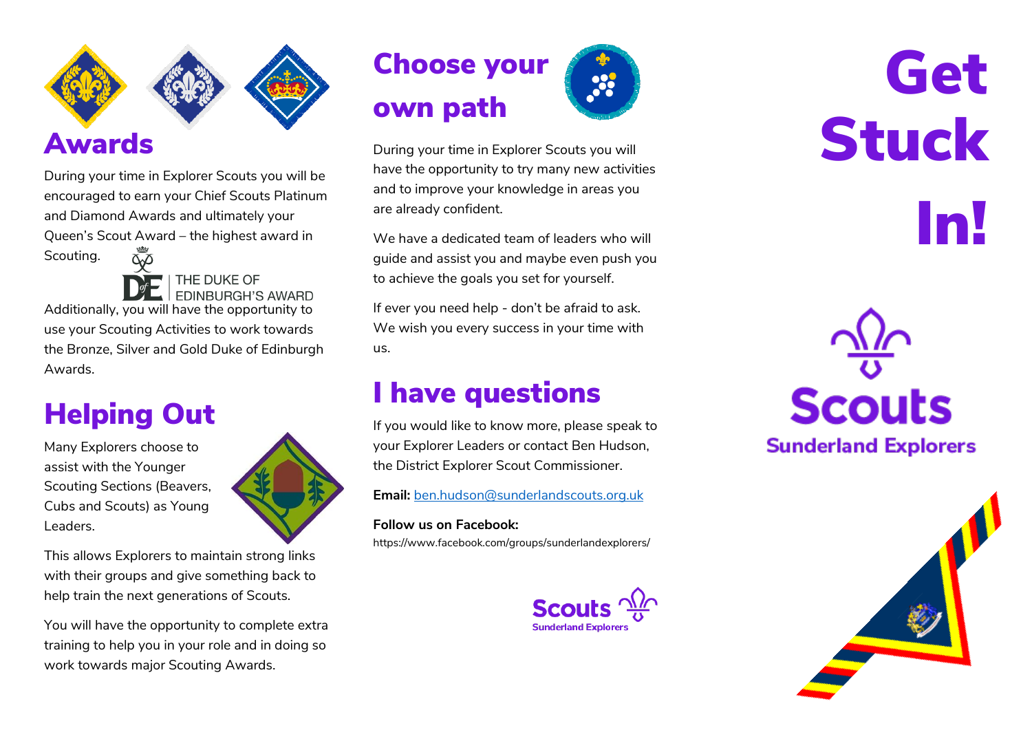## Awards

During your time in Explorer Scouts you will be encouraged to earn your Chief Scouts Platinum and Diamond Awards and ultimately your Queen's Scout Award – the highest award in Scouting.

THE DUKE OF EDINBURGH'S AWARD

Additionally, you will have the opportunity to use your Scouting Activities to work towards the Bronze, Silver and Gold Duke of Edinburgh Awards.

## Helping Out

Many Explorers choose to assist with the Younger Scouting Sections (Beavers, Cubs and Scouts) as Young Leaders.

This allows Explorers to maintain strong links with their groups and give something back to help train the next generations of Scouts.

You will have the opportunity to complete extra training to help you in your role and in doing so work towards major Scouting Awards.

## Choose your own path

During your time in Explorer Scouts you will have the opportunity to try many new activities and to improve your knowledge in areas you are already confident.

We have a dedicated team of leaders who will guide and assist you and maybe even push you to achieve the goals you set for yourself.

If ever you need help - don't be afraid to ask. We wish you every success in your time with us.

## I have questions

If you would like to know more, please speak to your Explorer Leaders or contact Ben Hudson, the District Explorer Scout Commissioner.

**Email:** ben.hudson@sunderlandscouts.org.uk

**Follow us on Facebook:**
https://www.facebook.com/groups/sunderlandexplorers/

Scouts
Sunderland Explorers

# Get Stuck In!

Scouts
Sunderland Explorers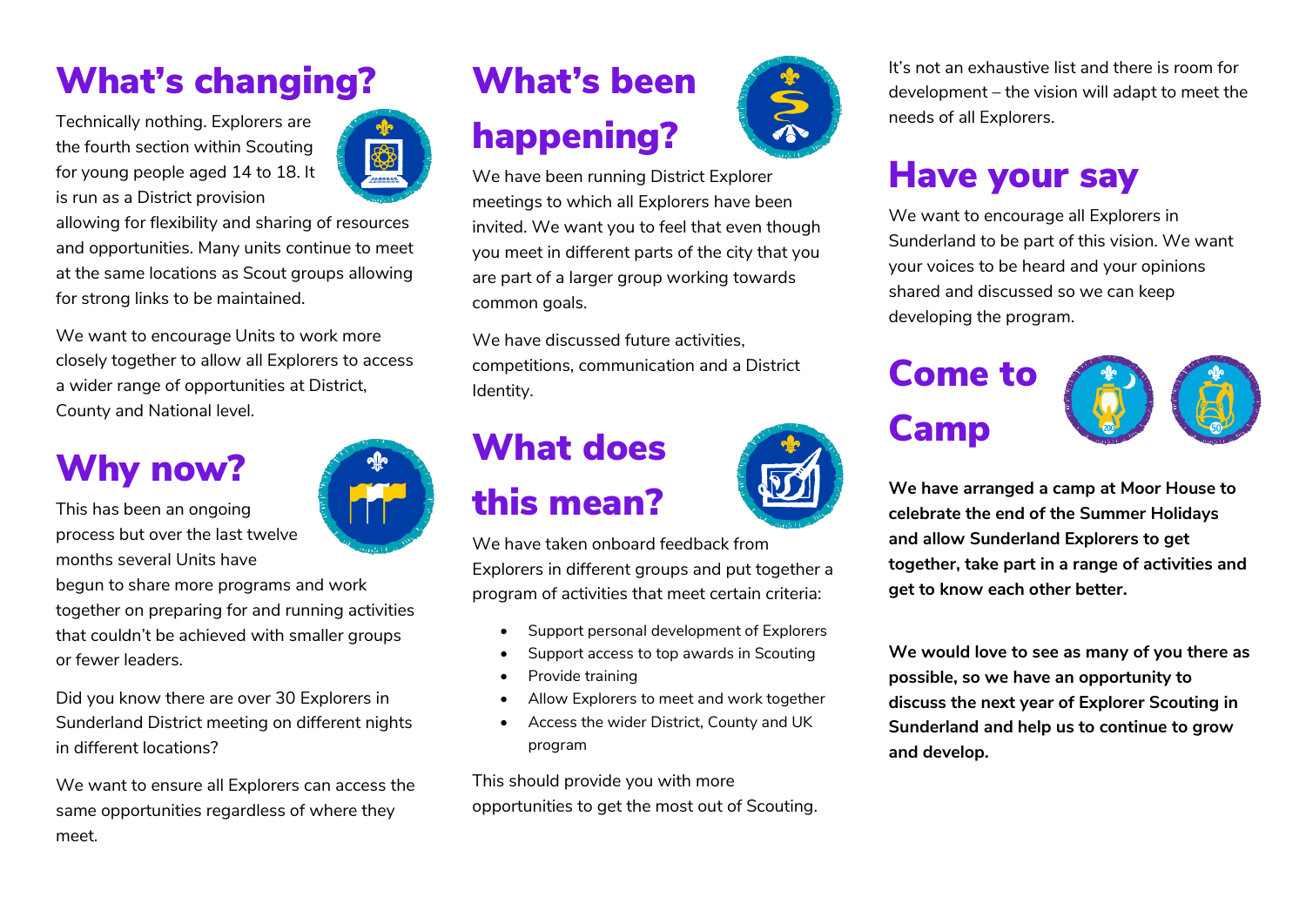# What's changing?

Technically nothing. Explorers are the fourth section within Scouting for young people aged 14 to 18. It is run as a District provision allowing for flexibility and sharing of resources and opportunities. Many units continue to meet at the same locations as Scout groups allowing for strong links to be maintained.

We want to encourage Units to work more closely together to allow all Explorers to access a wider range of opportunities at District, County and National level.

# Why now?

This has been an ongoing process but over the last twelve months several Units have begun to share more programs and work together on preparing for and running activities that couldn't be achieved with smaller groups or fewer leaders.

Did you know there are over 30 Explorers in Sunderland District meeting on different nights in different locations?

We want to ensure all Explorers can access the same opportunities regardless of where they meet.

# What's been happening?

We have been running District Explorer meetings to which all Explorers have been invited. We want you to feel that even though you meet in different parts of the city that you are part of a larger group working towards common goals.

We have discussed future activities, competitions, communication and a District Identity.

# What does this mean?

We have taken onboard feedback from Explorers in different groups and put together a program of activities that meet certain criteria:

- Support personal development of Explorers
- Support access to top awards in Scouting
- Provide training
- Allow Explorers to meet and work together
- Access the wider District, County and UK program

This should provide you with more opportunities to get the most out of Scouting.

It's not an exhaustive list and there is room for development – the vision will adapt to meet the needs of all Explorers.

# Have your say

We want to encourage all Explorers in Sunderland to be part of this vision. We want your voices to be heard and your opinions shared and discussed so we can keep developing the program.

# Come to Camp

**We have arranged a camp at Moor House to celebrate the end of the Summer Holidays and allow Sunderland Explorers to get together, take part in a range of activities and get to know each other better.**

**We would love to see as many of you there as possible, so we have an opportunity to discuss the next year of Explorer Scouting in Sunderland and help us to continue to grow and develop.**